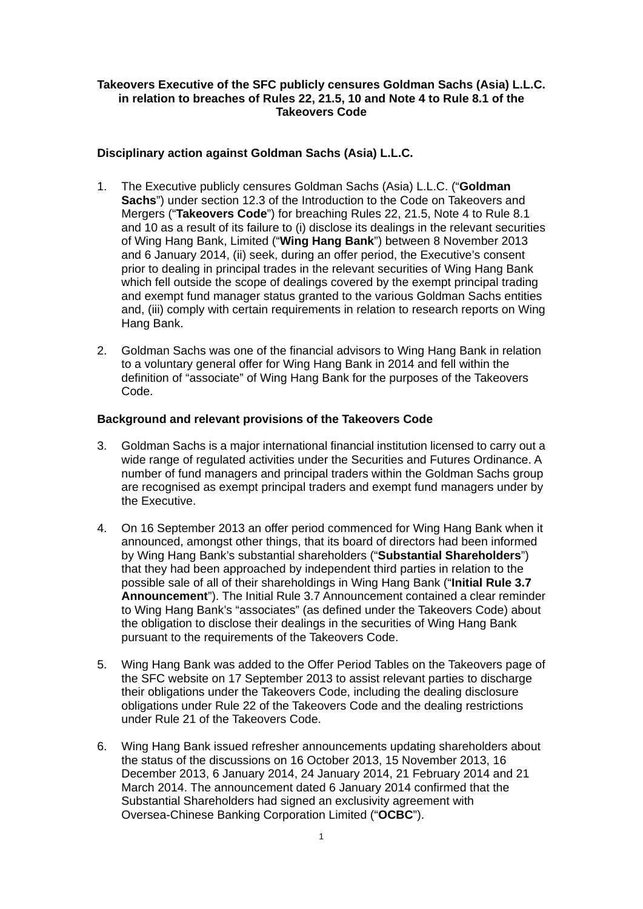**Takeovers Executive of the SFC publicly censures Goldman Sachs (Asia) L.L.C. in relation to breaches of Rules 22, 21.5, 10 and Note 4 to Rule 8.1 of the Takeovers Code**

## Disciplinary action against Goldman Sachs (Asia) L.L.C.

1. The Executive publicly censures Goldman Sachs (Asia) L.L.C. ("**Goldman Sachs**") under section 12.3 of the Introduction to the Code on Takeovers and Mergers ("**Takeovers Code**") for breaching Rules 22, 21.5, Note 4 to Rule 8.1 and 10 as a result of its failure to (i) disclose its dealings in the relevant securities of Wing Hang Bank, Limited ("**Wing Hang Bank**") between 8 November 2013 and 6 January 2014, (ii) seek, during an offer period, the Executive's consent prior to dealing in principal trades in the relevant securities of Wing Hang Bank which fell outside the scope of dealings covered by the exempt principal trading and exempt fund manager status granted to the various Goldman Sachs entities and, (iii) comply with certain requirements in relation to research reports on Wing Hang Bank.

2. Goldman Sachs was one of the financial advisors to Wing Hang Bank in relation to a voluntary general offer for Wing Hang Bank in 2014 and fell within the definition of "associate" of Wing Hang Bank for the purposes of the Takeovers Code.

## Background and relevant provisions of the Takeovers Code

3. Goldman Sachs is a major international financial institution licensed to carry out a wide range of regulated activities under the Securities and Futures Ordinance. A number of fund managers and principal traders within the Goldman Sachs group are recognised as exempt principal traders and exempt fund managers under by the Executive.

4. On 16 September 2013 an offer period commenced for Wing Hang Bank when it announced, amongst other things, that its board of directors had been informed by Wing Hang Bank's substantial shareholders ("**Substantial Shareholders**") that they had been approached by independent third parties in relation to the possible sale of all of their shareholdings in Wing Hang Bank ("**Initial Rule 3.7 Announcement**"). The Initial Rule 3.7 Announcement contained a clear reminder to Wing Hang Bank's "associates" (as defined under the Takeovers Code) about the obligation to disclose their dealings in the securities of Wing Hang Bank pursuant to the requirements of the Takeovers Code.

5. Wing Hang Bank was added to the Offer Period Tables on the Takeovers page of the SFC website on 17 September 2013 to assist relevant parties to discharge their obligations under the Takeovers Code, including the dealing disclosure obligations under Rule 22 of the Takeovers Code and the dealing restrictions under Rule 21 of the Takeovers Code.

6. Wing Hang Bank issued refresher announcements updating shareholders about the status of the discussions on 16 October 2013, 15 November 2013, 16 December 2013, 6 January 2014, 24 January 2014, 21 February 2014 and 21 March 2014. The announcement dated 6 January 2014 confirmed that the Substantial Shareholders had signed an exclusivity agreement with Oversea-Chinese Banking Corporation Limited ("**OCBC**").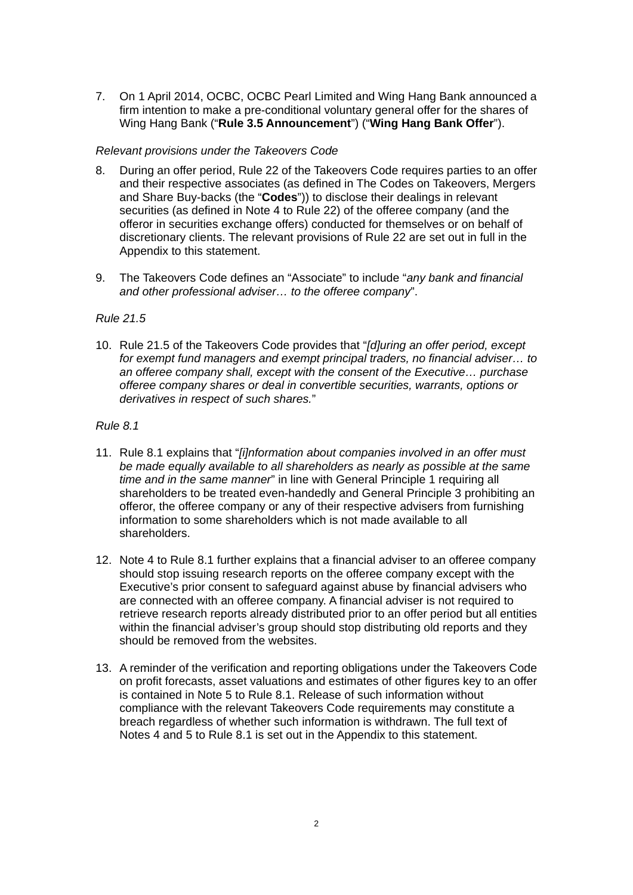7. On 1 April 2014, OCBC, OCBC Pearl Limited and Wing Hang Bank announced a firm intention to make a pre-conditional voluntary general offer for the shares of Wing Hang Bank ("**Rule 3.5 Announcement**") ("**Wing Hang Bank Offer**").

*Relevant provisions under the Takeovers Code*

8. During an offer period, Rule 22 of the Takeovers Code requires parties to an offer and their respective associates (as defined in The Codes on Takeovers, Mergers and Share Buy-backs (the "**Codes**")) to disclose their dealings in relevant securities (as defined in Note 4 to Rule 22) of the offeree company (and the offeror in securities exchange offers) conducted for themselves or on behalf of discretionary clients. The relevant provisions of Rule 22 are set out in full in the Appendix to this statement.

9. The Takeovers Code defines an "Associate" to include "*any bank and financial and other professional adviser… to the offeree company*".

*Rule 21.5*

10. Rule 21.5 of the Takeovers Code provides that "*[d]uring an offer period, except for exempt fund managers and exempt principal traders, no financial adviser… to an offeree company shall, except with the consent of the Executive… purchase offeree company shares or deal in convertible securities, warrants, options or derivatives in respect of such shares.*"

*Rule 8.1*

11. Rule 8.1 explains that "*[i]nformation about companies involved in an offer must be made equally available to all shareholders as nearly as possible at the same time and in the same manner*" in line with General Principle 1 requiring all shareholders to be treated even-handedly and General Principle 3 prohibiting an offeror, the offeree company or any of their respective advisers from furnishing information to some shareholders which is not made available to all shareholders.

12. Note 4 to Rule 8.1 further explains that a financial adviser to an offeree company should stop issuing research reports on the offeree company except with the Executive's prior consent to safeguard against abuse by financial advisers who are connected with an offeree company. A financial adviser is not required to retrieve research reports already distributed prior to an offer period but all entities within the financial adviser's group should stop distributing old reports and they should be removed from the websites.

13. A reminder of the verification and reporting obligations under the Takeovers Code on profit forecasts, asset valuations and estimates of other figures key to an offer is contained in Note 5 to Rule 8.1. Release of such information without compliance with the relevant Takeovers Code requirements may constitute a breach regardless of whether such information is withdrawn. The full text of Notes 4 and 5 to Rule 8.1 is set out in the Appendix to this statement.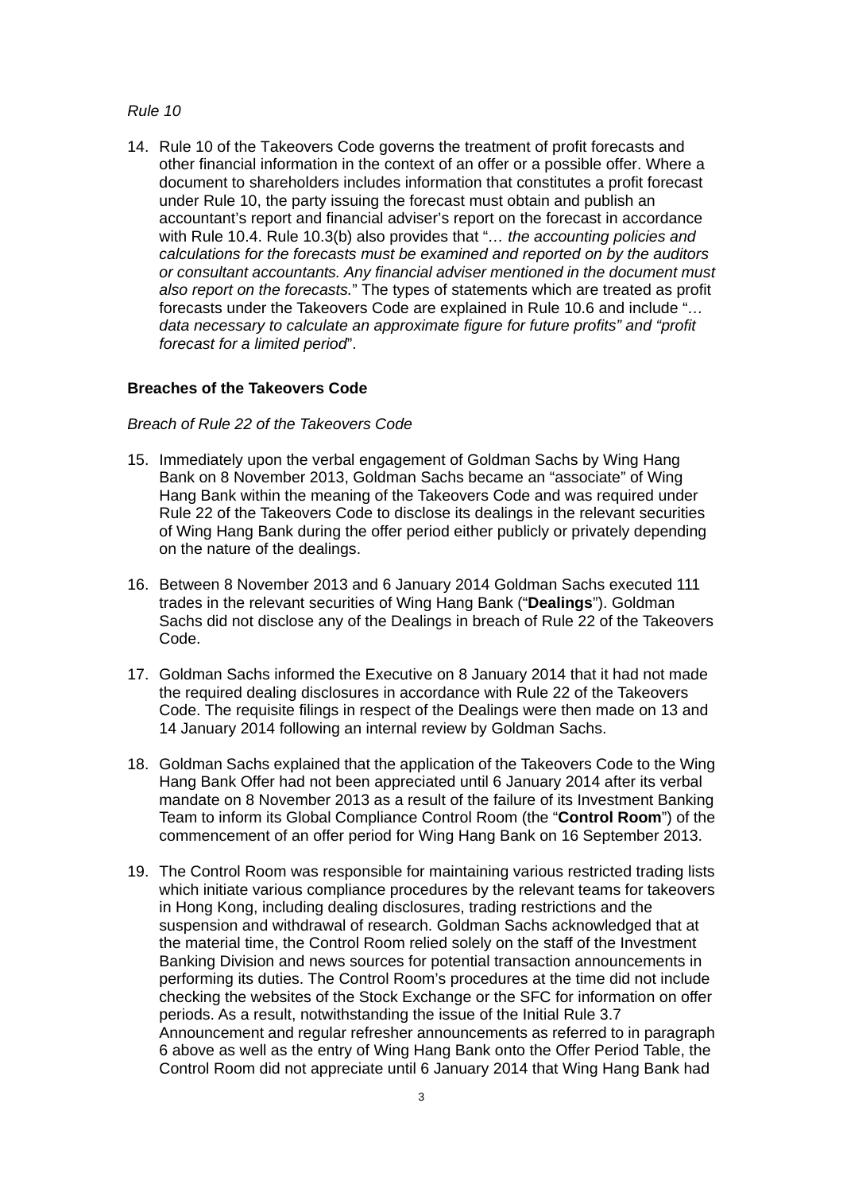*Rule 10*

14. Rule 10 of the Takeovers Code governs the treatment of profit forecasts and other financial information in the context of an offer or a possible offer. Where a document to shareholders includes information that constitutes a profit forecast under Rule 10, the party issuing the forecast must obtain and publish an accountant's report and financial adviser's report on the forecast in accordance with Rule 10.4. Rule 10.3(b) also provides that "*… the accounting policies and calculations for the forecasts must be examined and reported on by the auditors or consultant accountants. Any financial adviser mentioned in the document must also report on the forecasts.*" The types of statements which are treated as profit forecasts under the Takeovers Code are explained in Rule 10.6 and include "*… data necessary to calculate an approximate figure for future profits" and "profit forecast for a limited period*".

**Breaches of the Takeovers Code**

*Breach of Rule 22 of the Takeovers Code*

15. Immediately upon the verbal engagement of Goldman Sachs by Wing Hang Bank on 8 November 2013, Goldman Sachs became an "associate" of Wing Hang Bank within the meaning of the Takeovers Code and was required under Rule 22 of the Takeovers Code to disclose its dealings in the relevant securities of Wing Hang Bank during the offer period either publicly or privately depending on the nature of the dealings.

16. Between 8 November 2013 and 6 January 2014 Goldman Sachs executed 111 trades in the relevant securities of Wing Hang Bank ("**Dealings**"). Goldman Sachs did not disclose any of the Dealings in breach of Rule 22 of the Takeovers Code.

17. Goldman Sachs informed the Executive on 8 January 2014 that it had not made the required dealing disclosures in accordance with Rule 22 of the Takeovers Code. The requisite filings in respect of the Dealings were then made on 13 and 14 January 2014 following an internal review by Goldman Sachs.

18. Goldman Sachs explained that the application of the Takeovers Code to the Wing Hang Bank Offer had not been appreciated until 6 January 2014 after its verbal mandate on 8 November 2013 as a result of the failure of its Investment Banking Team to inform its Global Compliance Control Room (the "**Control Room**") of the commencement of an offer period for Wing Hang Bank on 16 September 2013.

19. The Control Room was responsible for maintaining various restricted trading lists which initiate various compliance procedures by the relevant teams for takeovers in Hong Kong, including dealing disclosures, trading restrictions and the suspension and withdrawal of research. Goldman Sachs acknowledged that at the material time, the Control Room relied solely on the staff of the Investment Banking Division and news sources for potential transaction announcements in performing its duties. The Control Room's procedures at the time did not include checking the websites of the Stock Exchange or the SFC for information on offer periods. As a result, notwithstanding the issue of the Initial Rule 3.7 Announcement and regular refresher announcements as referred to in paragraph 6 above as well as the entry of Wing Hang Bank onto the Offer Period Table, the Control Room did not appreciate until 6 January 2014 that Wing Hang Bank had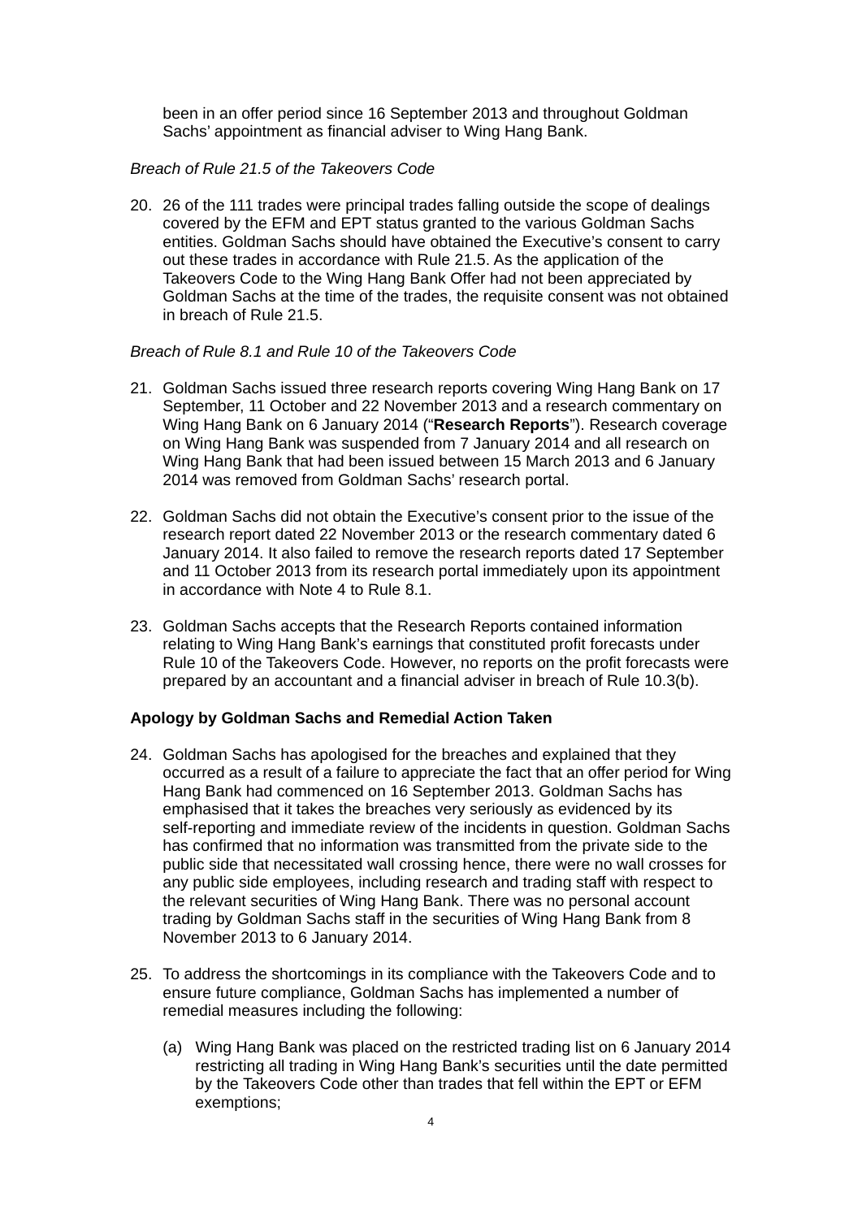been in an offer period since 16 September 2013 and throughout Goldman Sachs' appointment as financial adviser to Wing Hang Bank.

*Breach of Rule 21.5 of the Takeovers Code*

20. 26 of the 111 trades were principal trades falling outside the scope of dealings covered by the EFM and EPT status granted to the various Goldman Sachs entities. Goldman Sachs should have obtained the Executive's consent to carry out these trades in accordance with Rule 21.5. As the application of the Takeovers Code to the Wing Hang Bank Offer had not been appreciated by Goldman Sachs at the time of the trades, the requisite consent was not obtained in breach of Rule 21.5.

*Breach of Rule 8.1 and Rule 10 of the Takeovers Code*

21. Goldman Sachs issued three research reports covering Wing Hang Bank on 17 September, 11 October and 22 November 2013 and a research commentary on Wing Hang Bank on 6 January 2014 ("**Research Reports**"). Research coverage on Wing Hang Bank was suspended from 7 January 2014 and all research on Wing Hang Bank that had been issued between 15 March 2013 and 6 January 2014 was removed from Goldman Sachs' research portal.

22. Goldman Sachs did not obtain the Executive's consent prior to the issue of the research report dated 22 November 2013 or the research commentary dated 6 January 2014. It also failed to remove the research reports dated 17 September and 11 October 2013 from its research portal immediately upon its appointment in accordance with Note 4 to Rule 8.1.

23. Goldman Sachs accepts that the Research Reports contained information relating to Wing Hang Bank's earnings that constituted profit forecasts under Rule 10 of the Takeovers Code. However, no reports on the profit forecasts were prepared by an accountant and a financial adviser in breach of Rule 10.3(b).

**Apology by Goldman Sachs and Remedial Action Taken**

24. Goldman Sachs has apologised for the breaches and explained that they occurred as a result of a failure to appreciate the fact that an offer period for Wing Hang Bank had commenced on 16 September 2013. Goldman Sachs has emphasised that it takes the breaches very seriously as evidenced by its self-reporting and immediate review of the incidents in question. Goldman Sachs has confirmed that no information was transmitted from the private side to the public side that necessitated wall crossing hence, there were no wall crosses for any public side employees, including research and trading staff with respect to the relevant securities of Wing Hang Bank. There was no personal account trading by Goldman Sachs staff in the securities of Wing Hang Bank from 8 November 2013 to 6 January 2014.

25. To address the shortcomings in its compliance with the Takeovers Code and to ensure future compliance, Goldman Sachs has implemented a number of remedial measures including the following:

    (a) Wing Hang Bank was placed on the restricted trading list on 6 January 2014 restricting all trading in Wing Hang Bank's securities until the date permitted by the Takeovers Code other than trades that fell within the EPT or EFM exemptions;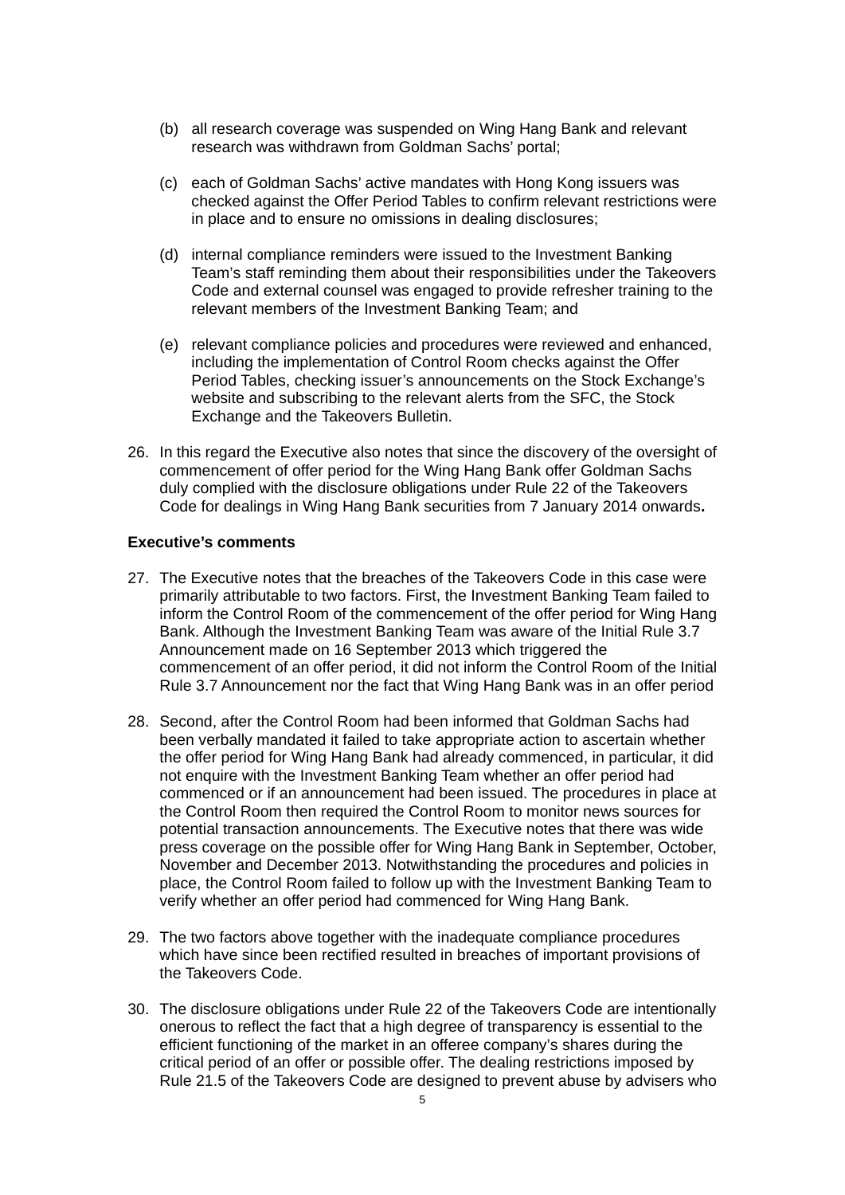(b) all research coverage was suspended on Wing Hang Bank and relevant research was withdrawn from Goldman Sachs' portal;

(c) each of Goldman Sachs' active mandates with Hong Kong issuers was checked against the Offer Period Tables to confirm relevant restrictions were in place and to ensure no omissions in dealing disclosures;

(d) internal compliance reminders were issued to the Investment Banking Team's staff reminding them about their responsibilities under the Takeovers Code and external counsel was engaged to provide refresher training to the relevant members of the Investment Banking Team; and

(e) relevant compliance policies and procedures were reviewed and enhanced, including the implementation of Control Room checks against the Offer Period Tables, checking issuer's announcements on the Stock Exchange's website and subscribing to the relevant alerts from the SFC, the Stock Exchange and the Takeovers Bulletin.

26. In this regard the Executive also notes that since the discovery of the oversight of commencement of offer period for the Wing Hang Bank offer Goldman Sachs duly complied with the disclosure obligations under Rule 22 of the Takeovers Code for dealings in Wing Hang Bank securities from 7 January 2014 onwards**.**

**Executive's comments**

27. The Executive notes that the breaches of the Takeovers Code in this case were primarily attributable to two factors. First, the Investment Banking Team failed to inform the Control Room of the commencement of the offer period for Wing Hang Bank. Although the Investment Banking Team was aware of the Initial Rule 3.7 Announcement made on 16 September 2013 which triggered the commencement of an offer period, it did not inform the Control Room of the Initial Rule 3.7 Announcement nor the fact that Wing Hang Bank was in an offer period

28. Second, after the Control Room had been informed that Goldman Sachs had been verbally mandated it failed to take appropriate action to ascertain whether the offer period for Wing Hang Bank had already commenced, in particular, it did not enquire with the Investment Banking Team whether an offer period had commenced or if an announcement had been issued. The procedures in place at the Control Room then required the Control Room to monitor news sources for potential transaction announcements. The Executive notes that there was wide press coverage on the possible offer for Wing Hang Bank in September, October, November and December 2013. Notwithstanding the procedures and policies in place, the Control Room failed to follow up with the Investment Banking Team to verify whether an offer period had commenced for Wing Hang Bank.

29. The two factors above together with the inadequate compliance procedures which have since been rectified resulted in breaches of important provisions of the Takeovers Code.

30. The disclosure obligations under Rule 22 of the Takeovers Code are intentionally onerous to reflect the fact that a high degree of transparency is essential to the efficient functioning of the market in an offeree company's shares during the critical period of an offer or possible offer. The dealing restrictions imposed by Rule 21.5 of the Takeovers Code are designed to prevent abuse by advisers who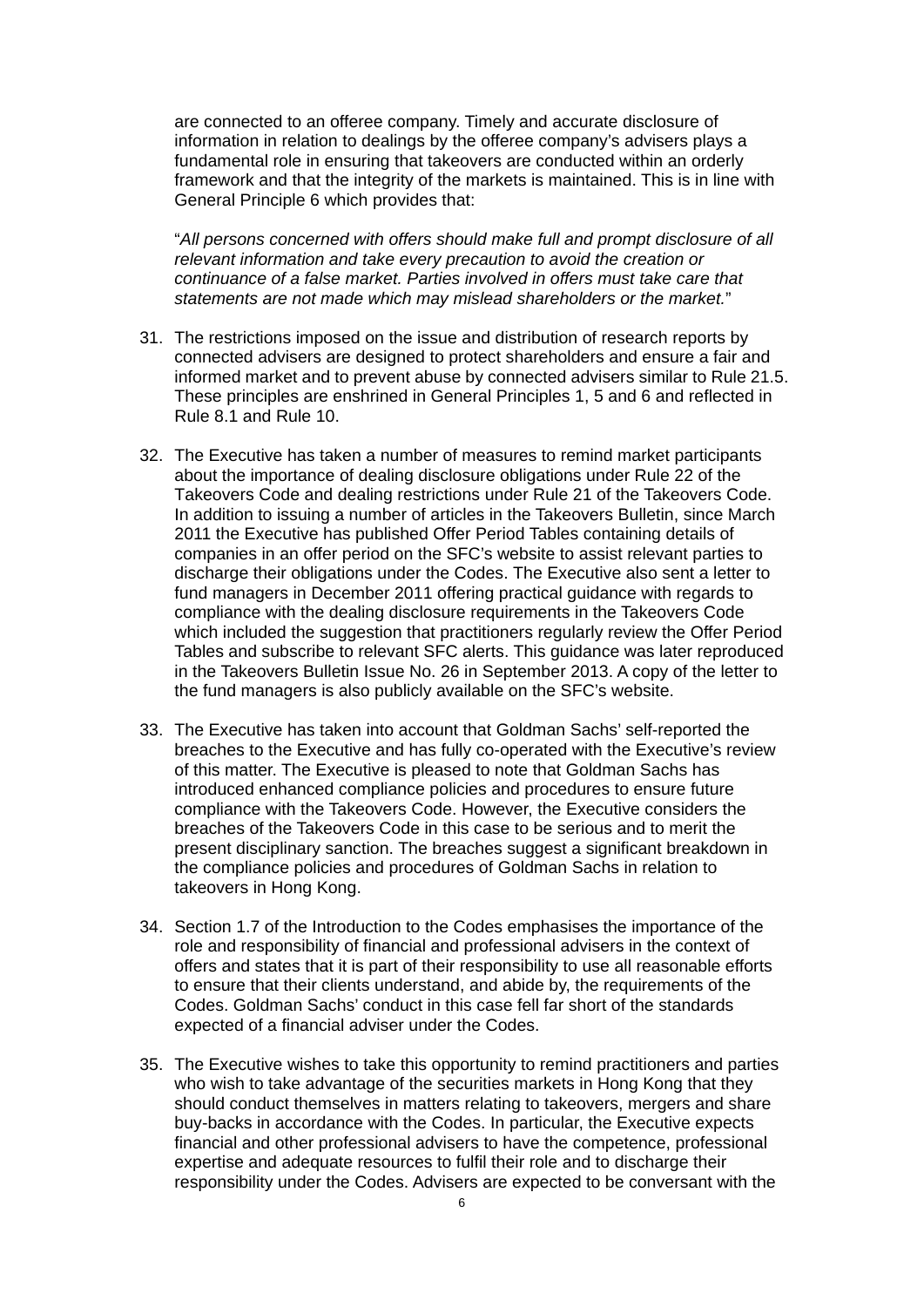are connected to an offeree company. Timely and accurate disclosure of information in relation to dealings by the offeree company's advisers plays a fundamental role in ensuring that takeovers are conducted within an orderly framework and that the integrity of the markets is maintained. This is in line with General Principle 6 which provides that:

"*All persons concerned with offers should make full and prompt disclosure of all relevant information and take every precaution to avoid the creation or continuance of a false market. Parties involved in offers must take care that statements are not made which may mislead shareholders or the market.*"

31. The restrictions imposed on the issue and distribution of research reports by connected advisers are designed to protect shareholders and ensure a fair and informed market and to prevent abuse by connected advisers similar to Rule 21.5. These principles are enshrined in General Principles 1, 5 and 6 and reflected in Rule 8.1 and Rule 10.

32. The Executive has taken a number of measures to remind market participants about the importance of dealing disclosure obligations under Rule 22 of the Takeovers Code and dealing restrictions under Rule 21 of the Takeovers Code. In addition to issuing a number of articles in the Takeovers Bulletin, since March 2011 the Executive has published Offer Period Tables containing details of companies in an offer period on the SFC's website to assist relevant parties to discharge their obligations under the Codes. The Executive also sent a letter to fund managers in December 2011 offering practical guidance with regards to compliance with the dealing disclosure requirements in the Takeovers Code which included the suggestion that practitioners regularly review the Offer Period Tables and subscribe to relevant SFC alerts. This guidance was later reproduced in the Takeovers Bulletin Issue No. 26 in September 2013. A copy of the letter to the fund managers is also publicly available on the SFC's website.

33. The Executive has taken into account that Goldman Sachs' self-reported the breaches to the Executive and has fully co-operated with the Executive's review of this matter. The Executive is pleased to note that Goldman Sachs has introduced enhanced compliance policies and procedures to ensure future compliance with the Takeovers Code. However, the Executive considers the breaches of the Takeovers Code in this case to be serious and to merit the present disciplinary sanction. The breaches suggest a significant breakdown in the compliance policies and procedures of Goldman Sachs in relation to takeovers in Hong Kong.

34. Section 1.7 of the Introduction to the Codes emphasises the importance of the role and responsibility of financial and professional advisers in the context of offers and states that it is part of their responsibility to use all reasonable efforts to ensure that their clients understand, and abide by, the requirements of the Codes. Goldman Sachs' conduct in this case fell far short of the standards expected of a financial adviser under the Codes.

35. The Executive wishes to take this opportunity to remind practitioners and parties who wish to take advantage of the securities markets in Hong Kong that they should conduct themselves in matters relating to takeovers, mergers and share buy-backs in accordance with the Codes. In particular, the Executive expects financial and other professional advisers to have the competence, professional expertise and adequate resources to fulfil their role and to discharge their responsibility under the Codes. Advisers are expected to be conversant with the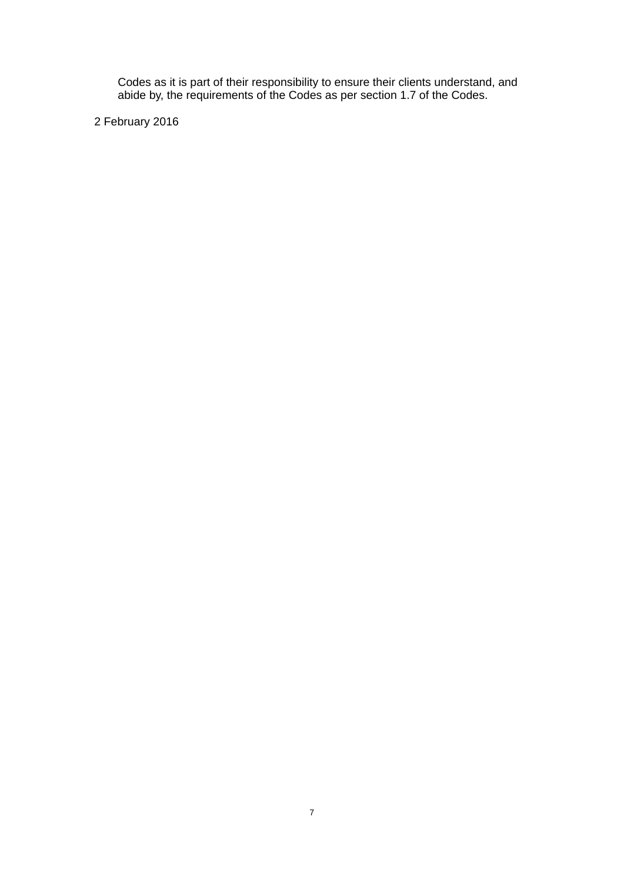Codes as it is part of their responsibility to ensure their clients understand, and abide by, the requirements of the Codes as per section 1.7 of the Codes.

2 February 2016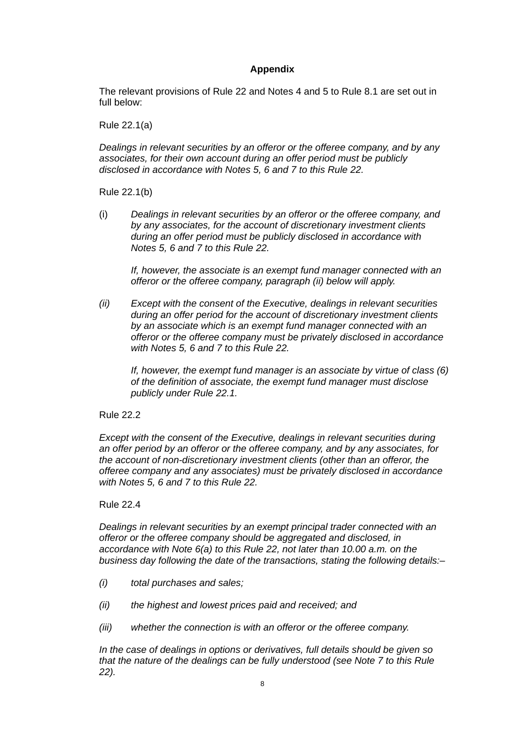## Appendix

The relevant provisions of Rule 22 and Notes 4 and 5 to Rule 8.1 are set out in full below:

Rule 22.1(a)

*Dealings in relevant securities by an offeror or the offeree company, and by any associates, for their own account during an offer period must be publicly disclosed in accordance with Notes 5, 6 and 7 to this Rule 22.*

Rule 22.1(b)

(i) *Dealings in relevant securities by an offeror or the offeree company, and by any associates, for the account of discretionary investment clients during an offer period must be publicly disclosed in accordance with Notes 5, 6 and 7 to this Rule 22.*

*If, however, the associate is an exempt fund manager connected with an offeror or the offeree company, paragraph (ii) below will apply.*

*(ii)* *Except with the consent of the Executive, dealings in relevant securities during an offer period for the account of discretionary investment clients by an associate which is an exempt fund manager connected with an offeror or the offeree company must be privately disclosed in accordance with Notes 5, 6 and 7 to this Rule 22.*

*If, however, the exempt fund manager is an associate by virtue of class (6) of the definition of associate, the exempt fund manager must disclose publicly under Rule 22.1.*

Rule 22.2

*Except with the consent of the Executive, dealings in relevant securities during an offer period by an offeror or the offeree company, and by any associates, for the account of non-discretionary investment clients (other than an offeror, the offeree company and any associates) must be privately disclosed in accordance with Notes 5, 6 and 7 to this Rule 22.*

Rule 22.4

*Dealings in relevant securities by an exempt principal trader connected with an offeror or the offeree company should be aggregated and disclosed, in accordance with Note 6(a) to this Rule 22, not later than 10.00 a.m. on the business day following the date of the transactions, stating the following details:–*

*(i)* *total purchases and sales;*

*(ii)* *the highest and lowest prices paid and received; and*

*(iii)* *whether the connection is with an offeror or the offeree company.*

*In the case of dealings in options or derivatives, full details should be given so that the nature of the dealings can be fully understood (see Note 7 to this Rule 22).*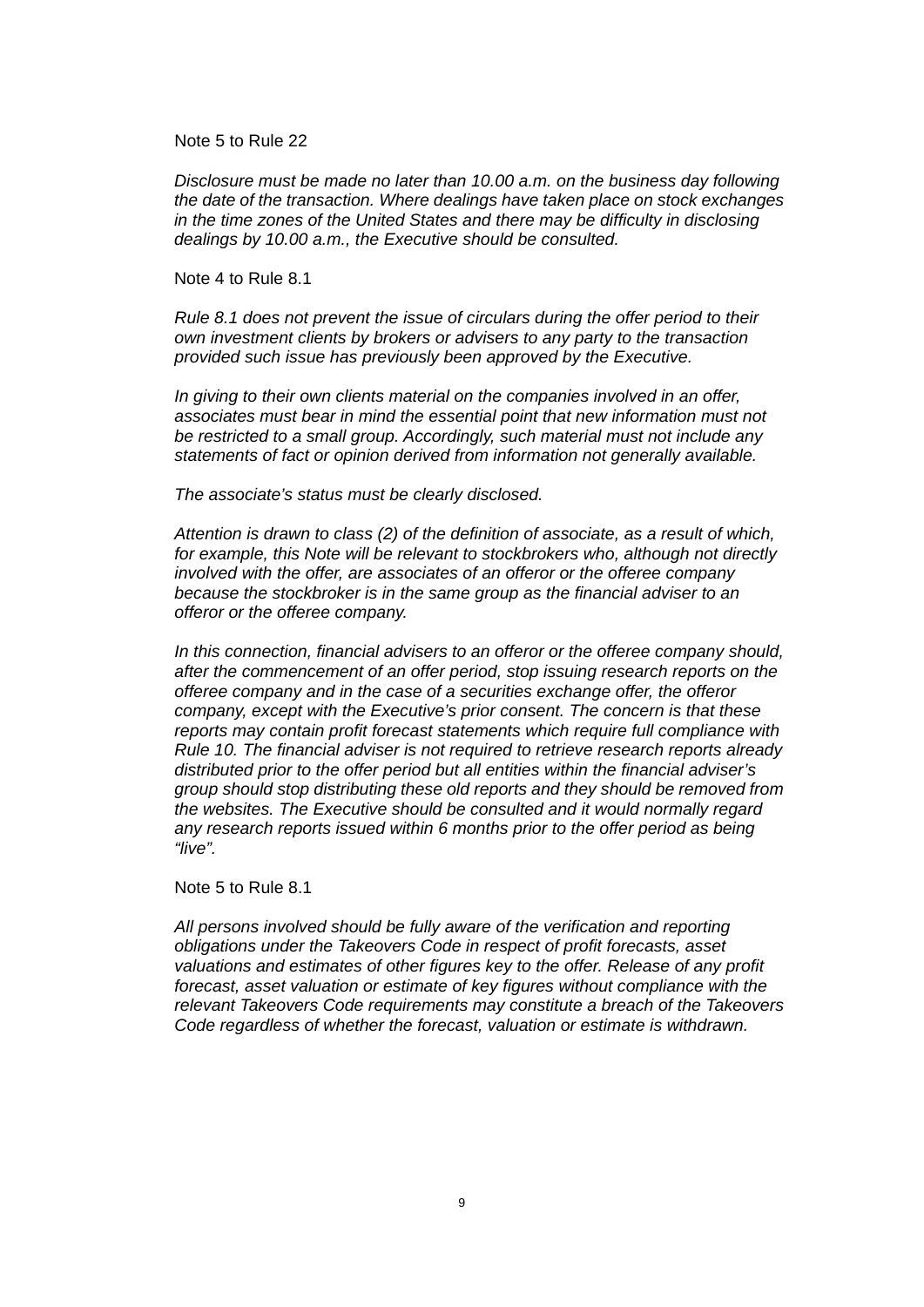Note 5 to Rule 22

*Disclosure must be made no later than 10.00 a.m. on the business day following the date of the transaction. Where dealings have taken place on stock exchanges in the time zones of the United States and there may be difficulty in disclosing dealings by 10.00 a.m., the Executive should be consulted.*

Note 4 to Rule 8.1

*Rule 8.1 does not prevent the issue of circulars during the offer period to their own investment clients by brokers or advisers to any party to the transaction provided such issue has previously been approved by the Executive.*

*In giving to their own clients material on the companies involved in an offer, associates must bear in mind the essential point that new information must not be restricted to a small group. Accordingly, such material must not include any statements of fact or opinion derived from information not generally available.*

*The associate's status must be clearly disclosed.*

*Attention is drawn to class (2) of the definition of associate, as a result of which, for example, this Note will be relevant to stockbrokers who, although not directly involved with the offer, are associates of an offeror or the offeree company because the stockbroker is in the same group as the financial adviser to an offeror or the offeree company.*

*In this connection, financial advisers to an offeror or the offeree company should, after the commencement of an offer period, stop issuing research reports on the offeree company and in the case of a securities exchange offer, the offeror company, except with the Executive's prior consent. The concern is that these reports may contain profit forecast statements which require full compliance with Rule 10. The financial adviser is not required to retrieve research reports already distributed prior to the offer period but all entities within the financial adviser's group should stop distributing these old reports and they should be removed from the websites. The Executive should be consulted and it would normally regard any research reports issued within 6 months prior to the offer period as being "live".*

Note 5 to Rule 8.1

*All persons involved should be fully aware of the verification and reporting obligations under the Takeovers Code in respect of profit forecasts, asset valuations and estimates of other figures key to the offer. Release of any profit forecast, asset valuation or estimate of key figures without compliance with the relevant Takeovers Code requirements may constitute a breach of the Takeovers Code regardless of whether the forecast, valuation or estimate is withdrawn.*